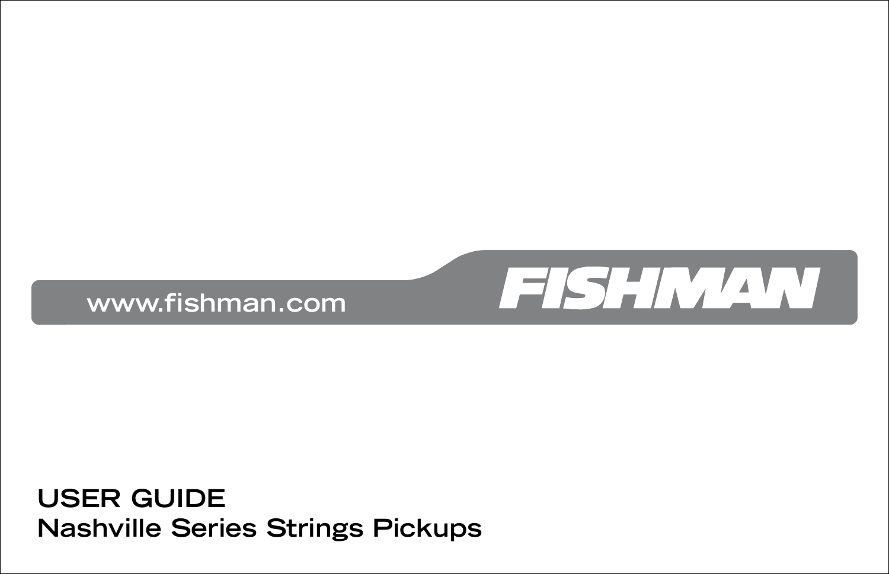www.fishman.com

FISHMAN

# USER GUIDE

## Nashville Series Strings Pickups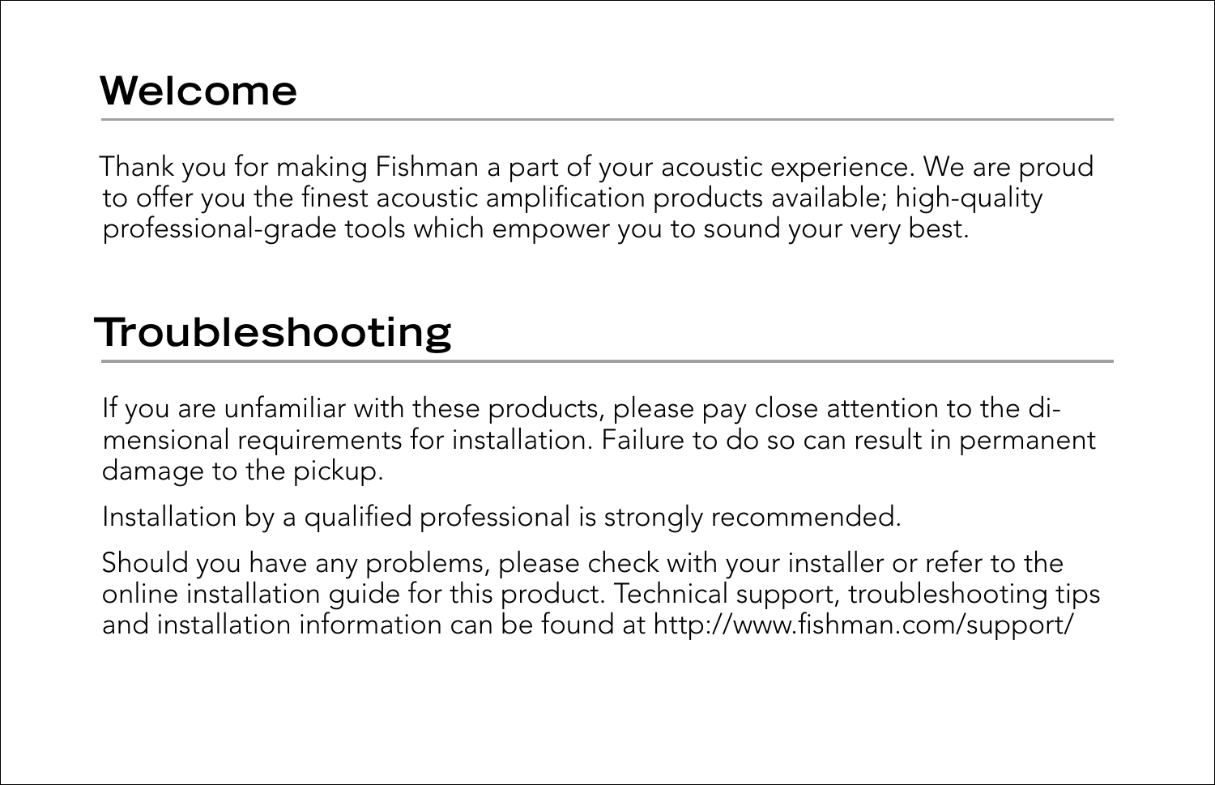## Welcome

Thank you for making Fishman a part of your acoustic experience. We are proud to offer you the finest acoustic amplification products available; high-quality professional-grade tools which empower you to sound your very best.

## Troubleshooting

If you are unfamiliar with these products, please pay close attention to the dimensional requirements for installation. Failure to do so can result in permanent damage to the pickup.

Installation by a qualified professional is strongly recommended.

Should you have any problems, please check with your installer or refer to the online installation guide for this product. Technical support, troubleshooting tips and installation information can be found at http://www.fishman.com/support/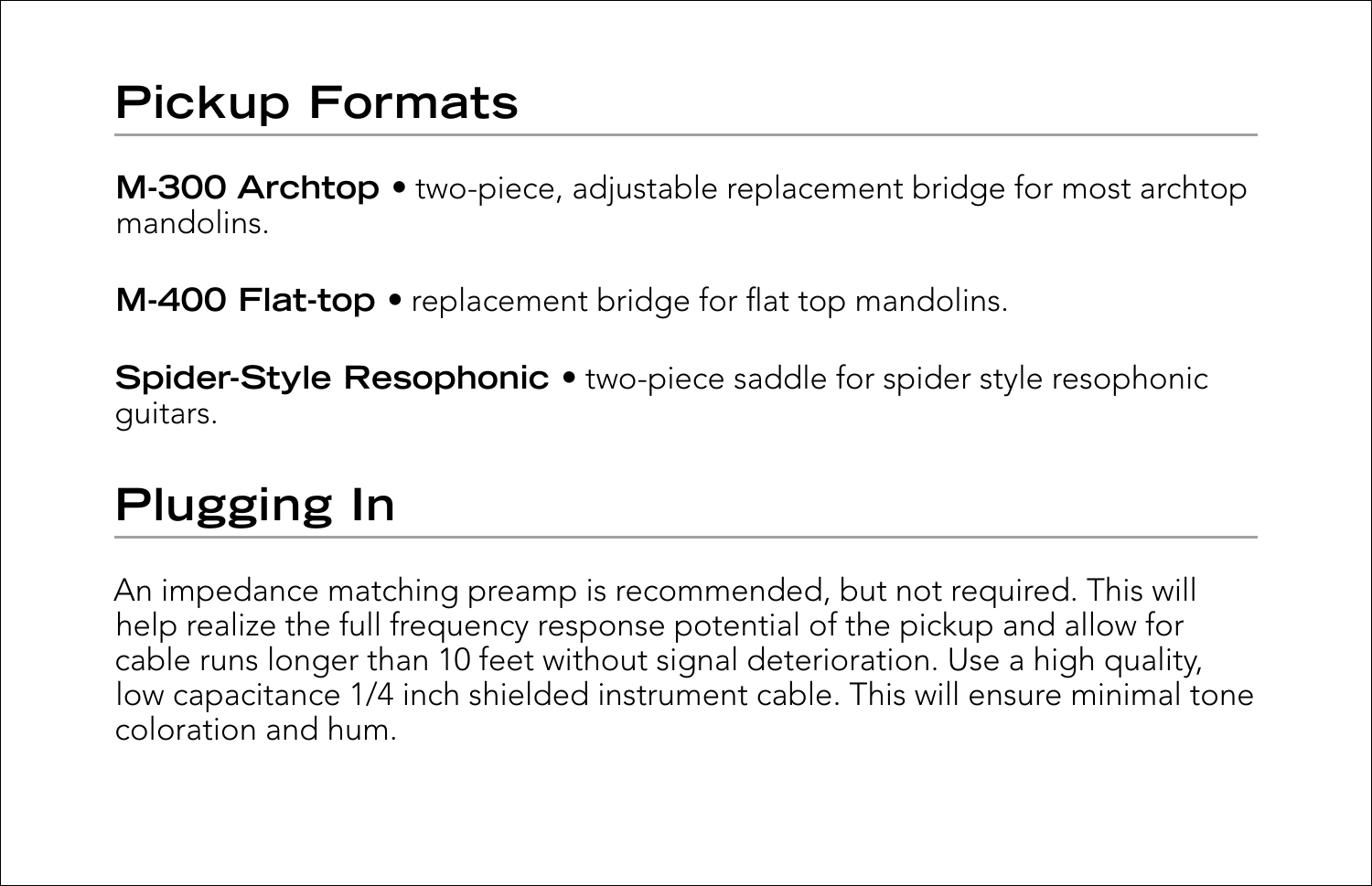## Pickup Formats

**M-300 Archtop** • two-piece, adjustable replacement bridge for most archtop mandolins.

**M-400 Flat-top** • replacement bridge for flat top mandolins.

**Spider-Style Resophonic** • two-piece saddle for spider style resophonic guitars.

## Plugging In

An impedance matching preamp is recommended, but not required. This will help realize the full frequency response potential of the pickup and allow for cable runs longer than 10 feet without signal deterioration. Use a high quality, low capacitance 1/4 inch shielded instrument cable. This will ensure minimal tone coloration and hum.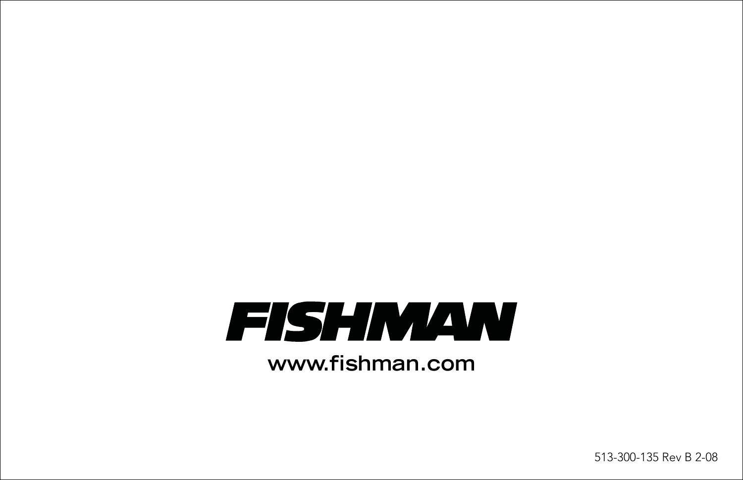FISHMAN

www.fishman.com

513-300-135 Rev B 2-08